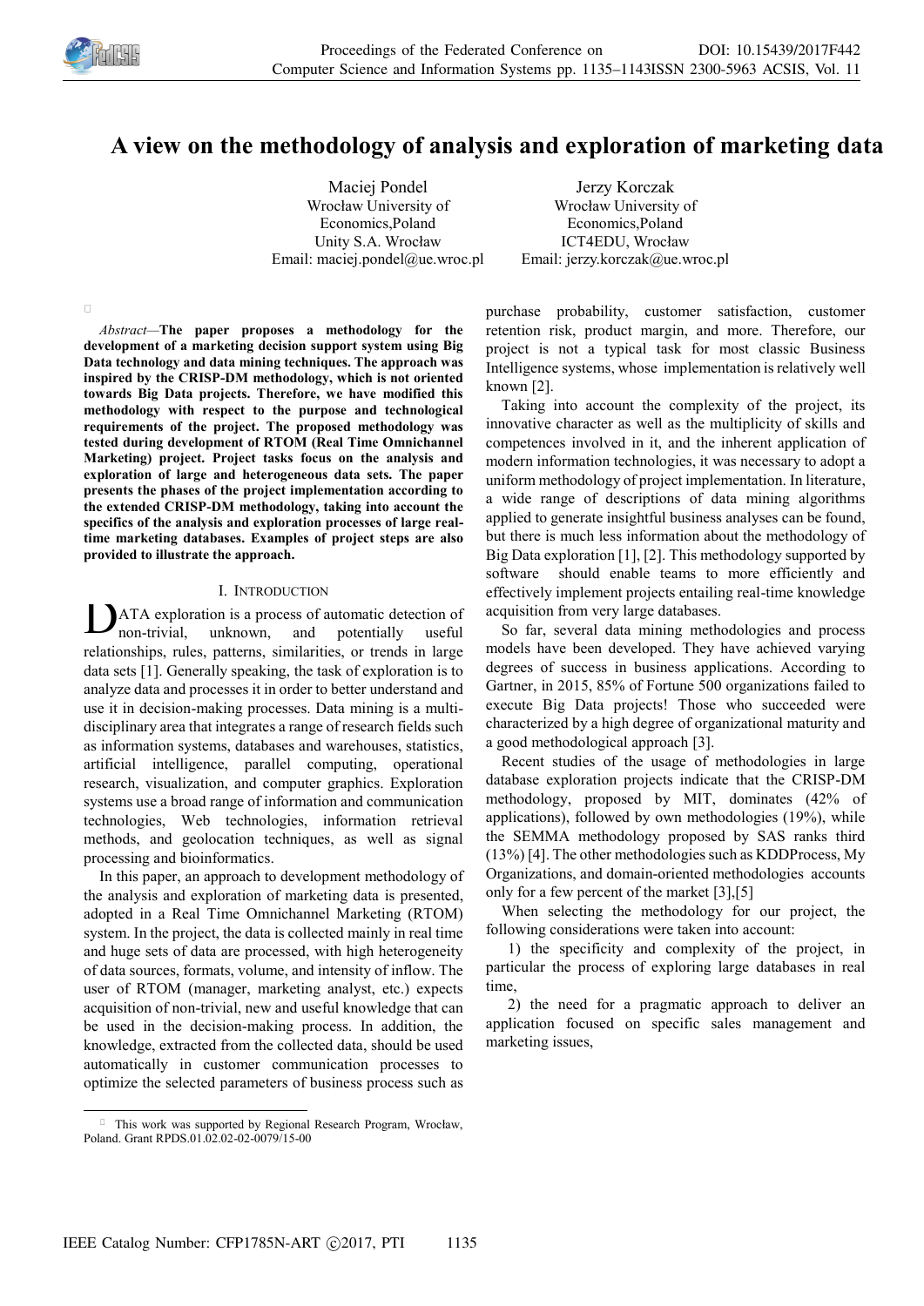# A view on the methodology of analysis and exploration of marketing data

Maciej Pondel
Wrocław University of Economics,Poland
Unity S.A. Wrocław
Email: maciej.pondel@ue.wroc.pl

Jerzy Korczak
Wrocław University of Economics,Poland
ICT4EDU, Wrocław
Email: jerzy.korczak@ue.wroc.pl

*Abstract*—**The paper proposes a methodology for the development of a marketing decision support system using Big Data technology and data mining techniques. The approach was inspired by the CRISP-DM methodology, which is not oriented towards Big Data projects. Therefore, we have modified this methodology with respect to the purpose and technological requirements of the project. The proposed methodology was tested during development of RTOM (Real Time Omnichannel Marketing) project. Project tasks focus on the analysis and exploration of large and heterogeneous data sets. The paper presents the phases of the project implementation according to the extended CRISP-DM methodology, taking into account the specifics of the analysis and exploration processes of large real-time marketing databases. Examples of project steps are also provided to illustrate the approach.**

## I. Introduction

DATA exploration is a process of automatic detection of non-trivial, unknown, and potentially useful relationships, rules, patterns, similarities, or trends in large data sets [1]. Generally speaking, the task of exploration is to analyze data and processes it in order to better understand and use it in decision-making processes. Data mining is a multi-disciplinary area that integrates a range of research fields such as information systems, databases and warehouses, statistics, artificial intelligence, parallel computing, operational research, visualization, and computer graphics. Exploration systems use a broad range of information and communication technologies, Web technologies, information retrieval methods, and geolocation techniques, as well as signal processing and bioinformatics.

In this paper, an approach to development methodology of the analysis and exploration of marketing data is presented, adopted in a Real Time Omnichannel Marketing (RTOM) system. In the project, the data is collected mainly in real time and huge sets of data are processed, with high heterogeneity of data sources, formats, volume, and intensity of inflow. The user of RTOM (manager, marketing analyst, etc.) expects acquisition of non-trivial, new and useful knowledge that can be used in the decision-making process. In addition, the knowledge, extracted from the collected data, should be used automatically in customer communication processes to optimize the selected parameters of business process such as purchase probability, customer satisfaction, customer retention risk, product margin, and more. Therefore, our project is not a typical task for most classic Business Intelligence systems, whose implementation is relatively well known [2].

Taking into account the complexity of the project, its innovative character as well as the multiplicity of skills and competences involved in it, and the inherent application of modern information technologies, it was necessary to adopt a uniform methodology of project implementation. In literature, a wide range of descriptions of data mining algorithms applied to generate insightful business analyses can be found, but there is much less information about the methodology of Big Data exploration [1], [2]. This methodology supported by software should enable teams to more efficiently and effectively implement projects entailing real-time knowledge acquisition from very large databases.

So far, several data mining methodologies and process models have been developed. They have achieved varying degrees of success in business applications. According to Gartner, in 2015, 85% of Fortune 500 organizations failed to execute Big Data projects! Those who succeeded were characterized by a high degree of organizational maturity and a good methodological approach [3].

Recent studies of the usage of methodologies in large database exploration projects indicate that the CRISP-DM methodology, proposed by MIT, dominates (42% of applications), followed by own methodologies (19%), while the SEMMA methodology proposed by SAS ranks third (13%) [4]. The other methodologies such as KDDProcess, My Organizations, and domain-oriented methodologies accounts only for a few percent of the market [3],[5]

When selecting the methodology for our project, the following considerations were taken into account:

1) the specificity and complexity of the project, in particular the process of exploring large databases in real time,

2) the need for a pragmatic approach to deliver an application focused on specific sales management and marketing issues,

This work was supported by Regional Research Program, Wrocław, Poland. Grant RPDS.01.02.02-02-0079/15-00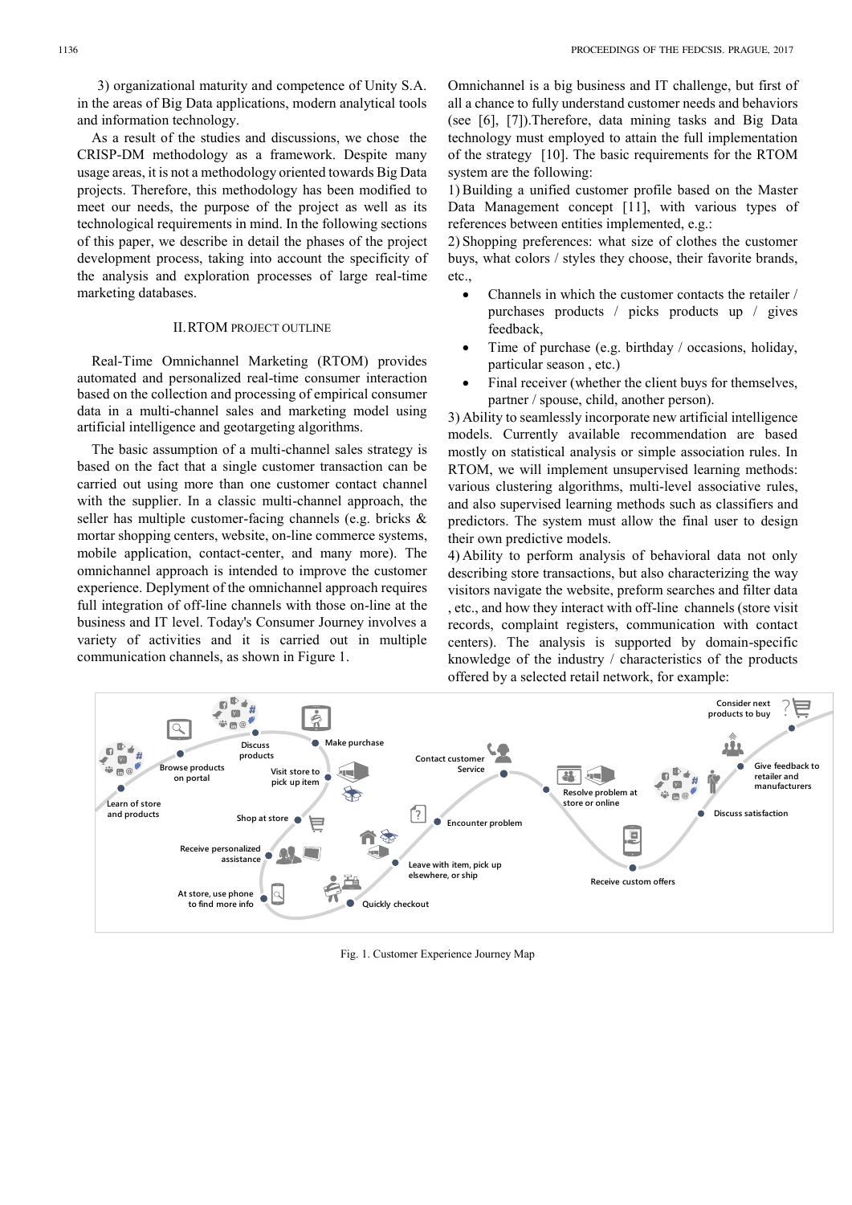3) organizational maturity and competence of Unity S.A. in the areas of Big Data applications, modern analytical tools and information technology.

As a result of the studies and discussions, we chose the CRISP-DM methodology as a framework. Despite many usage areas, it is not a methodology oriented towards Big Data projects. Therefore, this methodology has been modified to meet our needs, the purpose of the project as well as its technological requirements in mind. In the following sections of this paper, we describe in detail the phases of the project development process, taking into account the specificity of the analysis and exploration processes of large real-time marketing databases.

## II. RTOM Project Outline

Real-Time Omnichannel Marketing (RTOM) provides automated and personalized real-time consumer interaction based on the collection and processing of empirical consumer data in a multi-channel sales and marketing model using artificial intelligence and geotargeting algorithms.

The basic assumption of a multi-channel sales strategy is based on the fact that a single customer transaction can be carried out using more than one customer contact channel with the supplier. In a classic multi-channel approach, the seller has multiple customer-facing channels (e.g. bricks & mortar shopping centers, website, on-line commerce systems, mobile application, contact-center, and many more). The omnichannel approach is intended to improve the customer experience. Deplyment of the omnichannel approach requires full integration of off-line channels with those on-line at the business and IT level. Today's Consumer Journey involves a variety of activities and it is carried out in multiple communication channels, as shown in Figure 1.

Omnichannel is a big business and IT challenge, but first of all a chance to fully understand customer needs and behaviors (see [6], [7]).Therefore, data mining tasks and Big Data technology must employed to attain the full implementation of the strategy [10]. The basic requirements for the RTOM system are the following:

1) Building a unified customer profile based on the Master Data Management concept [11], with various types of references between entities implemented, e.g.:

2) Shopping preferences: what size of clothes the customer buys, what colors / styles they choose, their favorite brands, etc.,

- Channels in which the customer contacts the retailer / purchases products / picks products up / gives feedback,
- Time of purchase (e.g. birthday / occasions, holiday, particular season , etc.)
- Final receiver (whether the client buys for themselves, partner / spouse, child, another person).

3) Ability to seamlessly incorporate new artificial intelligence models. Currently available recommendation are based mostly on statistical analysis or simple association rules. In RTOM, we will implement unsupervised learning methods: various clustering algorithms, multi-level associative rules, and also supervised learning methods such as classifiers and predictors. The system must allow the final user to design their own predictive models.

4) Ability to perform analysis of behavioral data not only describing store transactions, but also characterizing the way visitors navigate the website, preform searches and filter data , etc., and how they interact with off-line channels (store visit records, complaint registers, communication with contact centers). The analysis is supported by domain-specific knowledge of the industry / characteristics of the products offered by a selected retail network, for example:

Fig. 1. Customer Experience Journey Map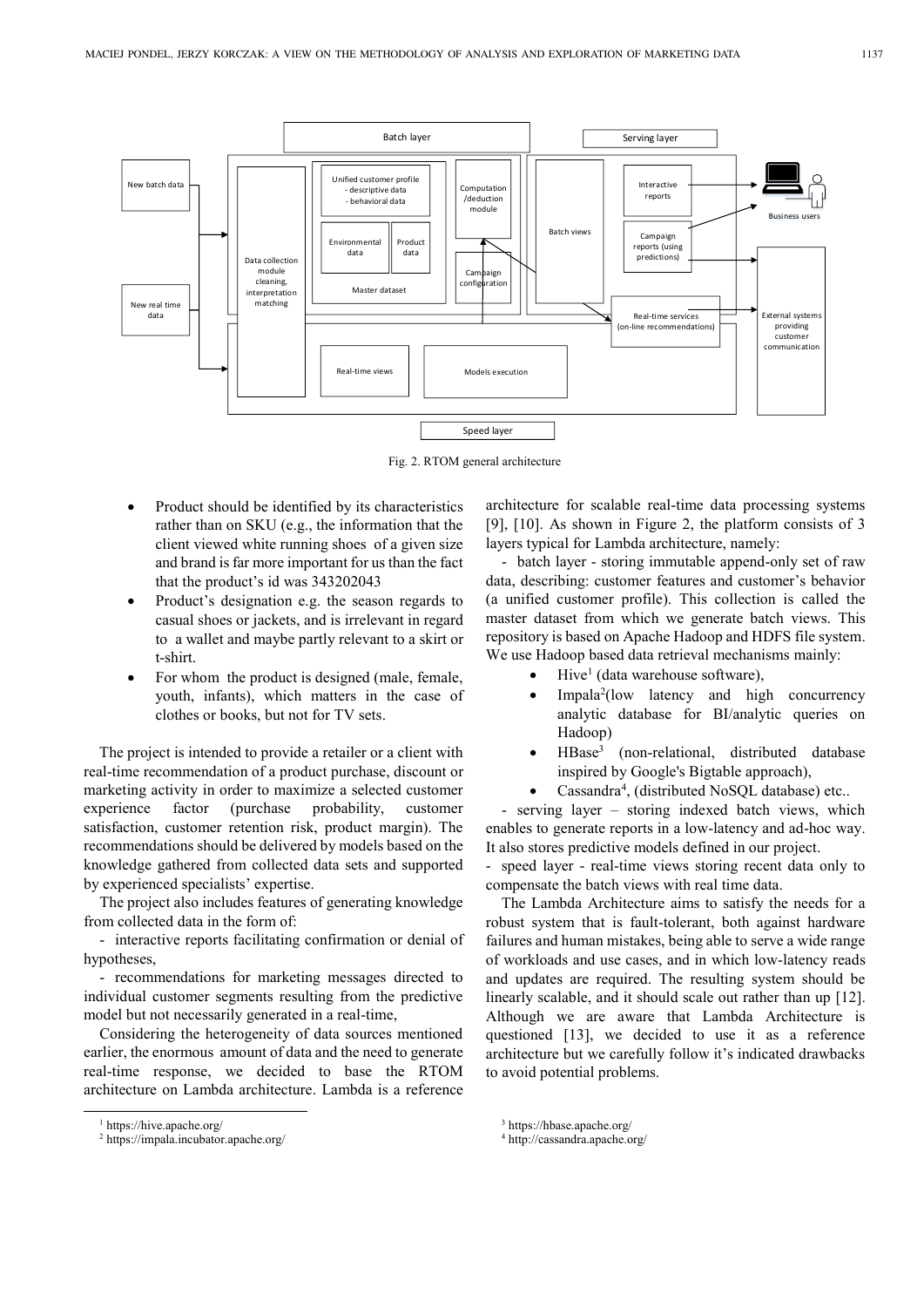Fig. 2. RTOM general architecture

- Product should be identified by its characteristics rather than on SKU (e.g., the information that the client viewed white running shoes of a given size and brand is far more important for us than the fact that the product's id was 343202043
- Product's designation e.g. the season regards to casual shoes or jackets, and is irrelevant in regard to a wallet and maybe partly relevant to a skirt or t-shirt.
- For whom the product is designed (male, female, youth, infants), which matters in the case of clothes or books, but not for TV sets.

The project is intended to provide a retailer or a client with real-time recommendation of a product purchase, discount or marketing activity in order to maximize a selected customer experience factor (purchase probability, customer satisfaction, customer retention risk, product margin). The recommendations should be delivered by models based on the knowledge gathered from collected data sets and supported by experienced specialists' expertise.

The project also includes features of generating knowledge from collected data in the form of:

- interactive reports facilitating confirmation or denial of hypotheses,

- recommendations for marketing messages directed to individual customer segments resulting from the predictive model but not necessarily generated in a real-time,

Considering the heterogeneity of data sources mentioned earlier, the enormous amount of data and the need to generate real-time response, we decided to base the RTOM architecture on Lambda architecture. Lambda is a reference architecture for scalable real-time data processing systems [9], [10]. As shown in Figure 2, the platform consists of 3 layers typical for Lambda architecture, namely:

- batch layer - storing immutable append-only set of raw data, describing: customer features and customer's behavior (a unified customer profile). This collection is called the master dataset from which we generate batch views. This repository is based on Apache Hadoop and HDFS file system. We use Hadoop based data retrieval mechanisms mainly:

  - Hive[1] (data warehouse software),
  - Impala[2](low latency and high concurrency analytic database for BI/analytic queries on Hadoop)
  - HBase[3] (non-relational, distributed database inspired by Google's Bigtable approach),
  - Cassandra[4], (distributed NoSQL database) etc..

- serving layer – storing indexed batch views, which enables to generate reports in a low-latency and ad-hoc way. It also stores predictive models defined in our project.

- speed layer - real-time views storing recent data only to compensate the batch views with real time data.

The Lambda Architecture aims to satisfy the needs for a robust system that is fault-tolerant, both against hardware failures and human mistakes, being able to serve a wide range of workloads and use cases, and in which low-latency reads and updates are required. The resulting system should be linearly scalable, and it should scale out rather than up [12]. Although we are aware that Lambda Architecture is questioned [13], we decided to use it as a reference architecture but we carefully follow it's indicated drawbacks to avoid potential problems.

[1] https://hive.apache.org/

[2] https://impala.incubator.apache.org/

[3] https://hbase.apache.org/

[4] http://cassandra.apache.org/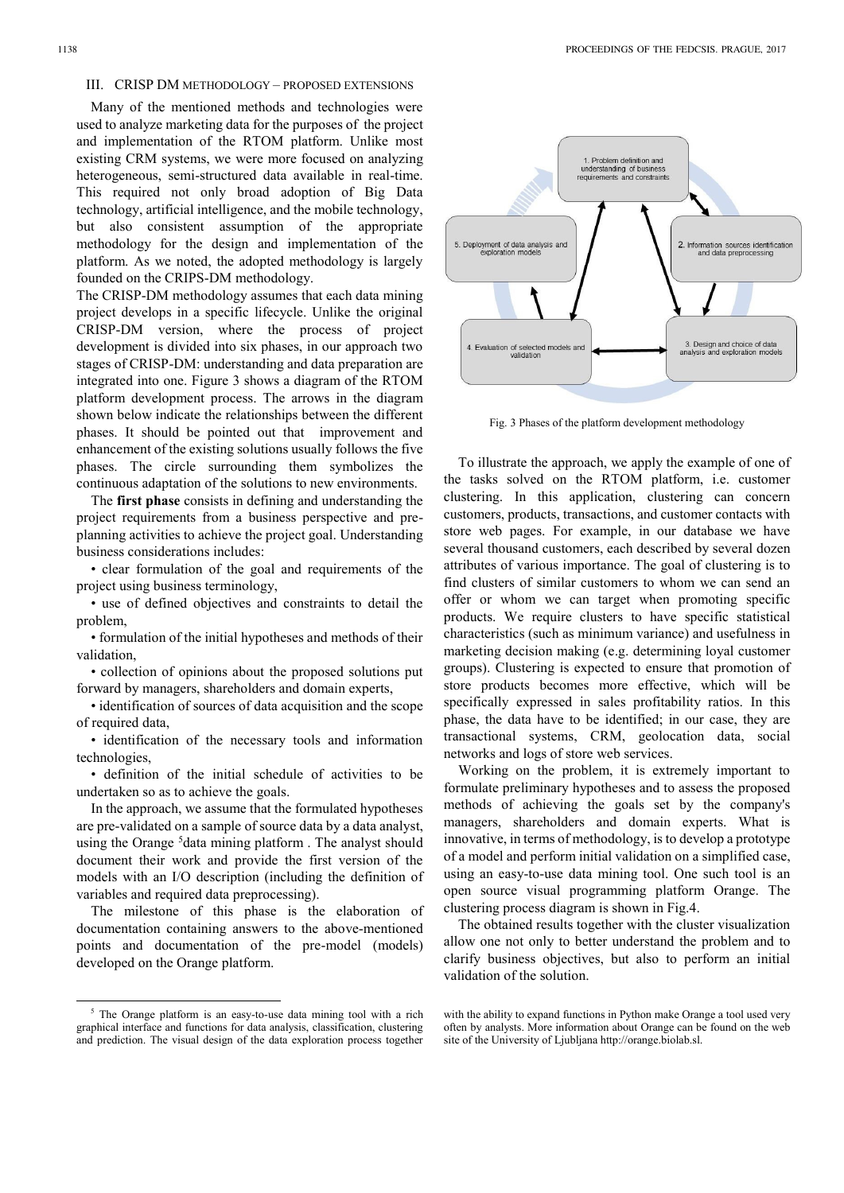## III. CRISP DM METHODOLOGY – PROPOSED EXTENSIONS

Many of the mentioned methods and technologies were used to analyze marketing data for the purposes of the project and implementation of the RTOM platform. Unlike most existing CRM systems, we were more focused on analyzing heterogeneous, semi-structured data available in real-time. This required not only broad adoption of Big Data technology, artificial intelligence, and the mobile technology, but also consistent assumption of the appropriate methodology for the design and implementation of the platform. As we noted, the adopted methodology is largely founded on the CRIPS-DM methodology.

The CRISP-DM methodology assumes that each data mining project develops in a specific lifecycle. Unlike the original CRISP-DM version, where the process of project development is divided into six phases, in our approach two stages of CRISP-DM: understanding and data preparation are integrated into one. Figure 3 shows a diagram of the RTOM platform development process. The arrows in the diagram shown below indicate the relationships between the different phases. It should be pointed out that improvement and enhancement of the existing solutions usually follows the five phases. The circle surrounding them symbolizes the continuous adaptation of the solutions to new environments.

The **first phase** consists in defining and understanding the project requirements from a business perspective and pre-planning activities to achieve the project goal. Understanding business considerations includes:

- clear formulation of the goal and requirements of the project using business terminology,
- use of defined objectives and constraints to detail the problem,
- formulation of the initial hypotheses and methods of their validation,
- collection of opinions about the proposed solutions put forward by managers, shareholders and domain experts,
- identification of sources of data acquisition and the scope of required data,
- identification of the necessary tools and information technologies,
- definition of the initial schedule of activities to be undertaken so as to achieve the goals.

In the approach, we assume that the formulated hypotheses are pre-validated on a sample of source data by a data analyst, using the Orange [5]data mining platform . The analyst should document their work and provide the first version of the models with an I/O description (including the definition of variables and required data preprocessing).

The milestone of this phase is the elaboration of documentation containing answers to the above-mentioned points and documentation of the pre-model (models) developed on the Orange platform.

1. Problem definition and understanding of business requirements and constraints

2. Information sources identification and data preprocessing

3. Design and choice of data analysis and exploration models

4. Evaluation of selected models and validation

5. Deployment of data analysis and exploration models

Fig. 3 Phases of the platform development methodology

To illustrate the approach, we apply the example of one of the tasks solved on the RTOM platform, i.e. customer clustering. In this application, clustering can concern customers, products, transactions, and customer contacts with store web pages. For example, in our database we have several thousand customers, each described by several dozen attributes of various importance. The goal of clustering is to find clusters of similar customers to whom we can send an offer or whom we can target when promoting specific products. We require clusters to have specific statistical characteristics (such as minimum variance) and usefulness in marketing decision making (e.g. determining loyal customer groups). Clustering is expected to ensure that promotion of store products becomes more effective, which will be specifically expressed in sales profitability ratios. In this phase, the data have to be identified; in our case, they are transactional systems, CRM, geolocation data, social networks and logs of store web services.

Working on the problem, it is extremely important to formulate preliminary hypotheses and to assess the proposed methods of achieving the goals set by the company's managers, shareholders and domain experts. What is innovative, in terms of methodology, is to develop a prototype of a model and perform initial validation on a simplified case, using an easy-to-use data mining tool. One such tool is an open source visual programming platform Orange. The clustering process diagram is shown in Fig.4.

The obtained results together with the cluster visualization allow one not only to better understand the problem and to clarify business objectives, but also to perform an initial validation of the solution.

[5] The Orange platform is an easy-to-use data mining tool with a rich graphical interface and functions for data analysis, classification, clustering and prediction. The visual design of the data exploration process together with the ability to expand functions in Python make Orange a tool used very often by analysts. More information about Orange can be found on the web site of the University of Ljubljana http://orange.biolab.sl.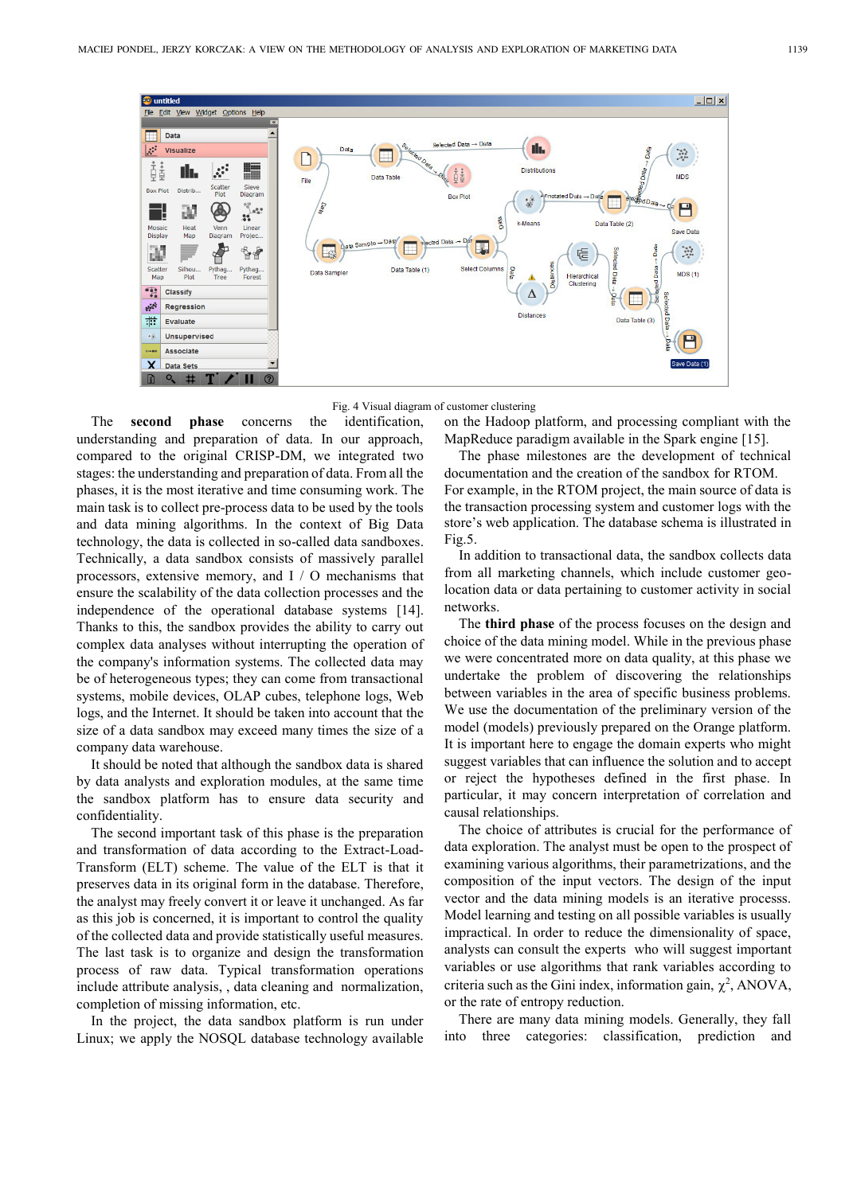Fig. 4 Visual diagram of customer clustering

The **second phase** concerns the identification, understanding and preparation of data. In our approach, compared to the original CRISP-DM, we integrated two stages: the understanding and preparation of data. From all the phases, it is the most iterative and time consuming work. The main task is to collect pre-process data to be used by the tools and data mining algorithms. In the context of Big Data technology, the data is collected in so-called data sandboxes. Technically, a data sandbox consists of massively parallel processors, extensive memory, and I / O mechanisms that ensure the scalability of the data collection processes and the independence of the operational database systems [14]. Thanks to this, the sandbox provides the ability to carry out complex data analyses without interrupting the operation of the company's information systems. The collected data may be of heterogeneous types; they can come from transactional systems, mobile devices, OLAP cubes, telephone logs, Web logs, and the Internet. It should be taken into account that the size of a data sandbox may exceed many times the size of a company data warehouse.

It should be noted that although the sandbox data is shared by data analysts and exploration modules, at the same time the sandbox platform has to ensure data security and confidentiality.

The second important task of this phase is the preparation and transformation of data according to the Extract-Load-Transform (ELT) scheme. The value of the ELT is that it preserves data in its original form in the database. Therefore, the analyst may freely convert it or leave it unchanged. As far as this job is concerned, it is important to control the quality of the collected data and provide statistically useful measures. The last task is to organize and design the transformation process of raw data. Typical transformation operations include attribute analysis, , data cleaning and normalization, completion of missing information, etc.

In the project, the data sandbox platform is run under Linux; we apply the NOSQL database technology available on the Hadoop platform, and processing compliant with the MapReduce paradigm available in the Spark engine [15].

The phase milestones are the development of technical documentation and the creation of the sandbox for RTOM. For example, in the RTOM project, the main source of data is the transaction processing system and customer logs with the store's web application. The database schema is illustrated in Fig.5.

In addition to transactional data, the sandbox collects data from all marketing channels, which include customer geo-location data or data pertaining to customer activity in social networks.

The **third phase** of the process focuses on the design and choice of the data mining model. While in the previous phase we were concentrated more on data quality, at this phase we undertake the problem of discovering the relationships between variables in the area of specific business problems. We use the documentation of the preliminary version of the model (models) previously prepared on the Orange platform. It is important here to engage the domain experts who might suggest variables that can influence the solution and to accept or reject the hypotheses defined in the first phase. In particular, it may concern interpretation of correlation and causal relationships.

The choice of attributes is crucial for the performance of data exploration. The analyst must be open to the prospect of examining various algorithms, their parametrizations, and the composition of the input vectors. The design of the input vector and the data mining models is an iterative processs. Model learning and testing on all possible variables is usually impractical. In order to reduce the dimensionality of space, analysts can consult the experts who will suggest important variables or use algorithms that rank variables according to criteria such as the Gini index, information gain, $\chi^2$, ANOVA, or the rate of entropy reduction.

There are many data mining models. Generally, they fall into three categories: classification, prediction and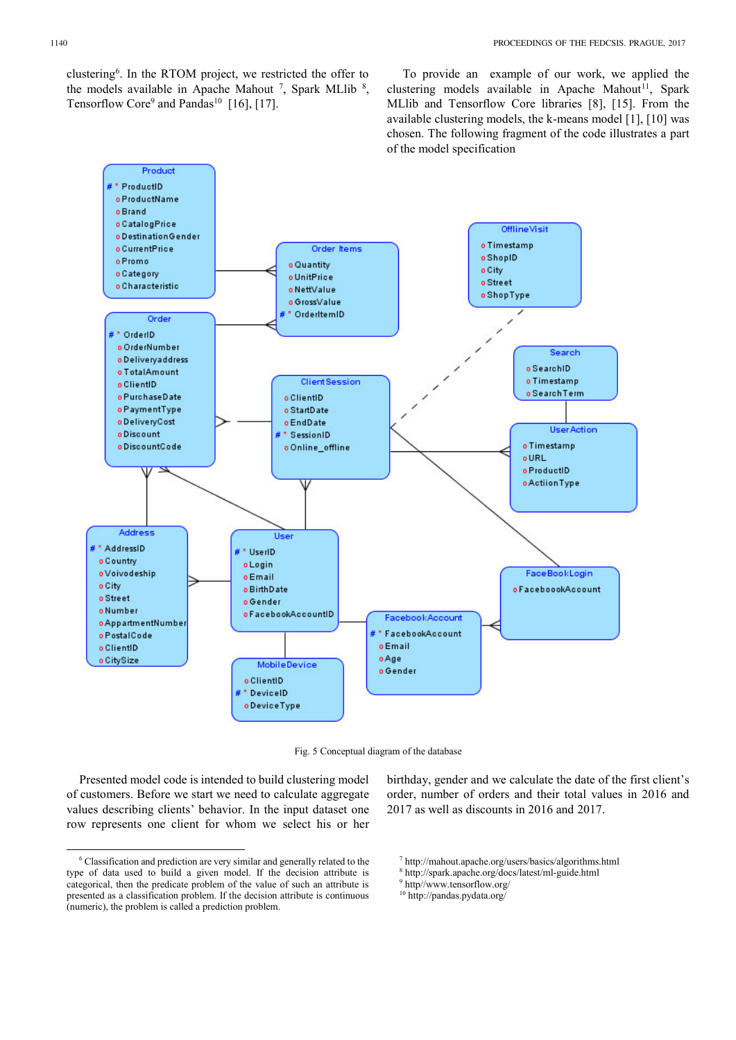clustering[6]. In the RTOM project, we restricted the offer to the models available in Apache Mahout [7], Spark MLlib [8], Tensorflow Core[9] and Pandas[10] [16], [17].

To provide an example of our work, we applied the clustering models available in Apache Mahout[11], Spark MLlib and Tensorflow Core libraries [8], [15]. From the available clustering models, the k-means model [1], [10] was chosen. The following fragment of the code illustrates a part of the model specification

Fig. 5 Conceptual diagram of the database

Presented model code is intended to build clustering model of customers. Before we start we need to calculate aggregate values describing clients' behavior. In the input dataset one row represents one client for whom we select his or her birthday, gender and we calculate the date of the first client's order, number of orders and their total values in 2016 and 2017 as well as discounts in 2016 and 2017.

[6] Classification and prediction are very similar and generally related to the type of data used to build a given model. If the decision attribute is categorical, then the predicate problem of the value of such an attribute is presented as a classification problem. If the decision attribute is continuous (numeric), the problem is called a prediction problem.

[7] http://mahout.apache.org/users/basics/algorithms.html

[8] http://spark.apache.org/docs/latest/ml-guide.html

[9] http//www.tensorflow.org/

[10] http://pandas.pydata.org/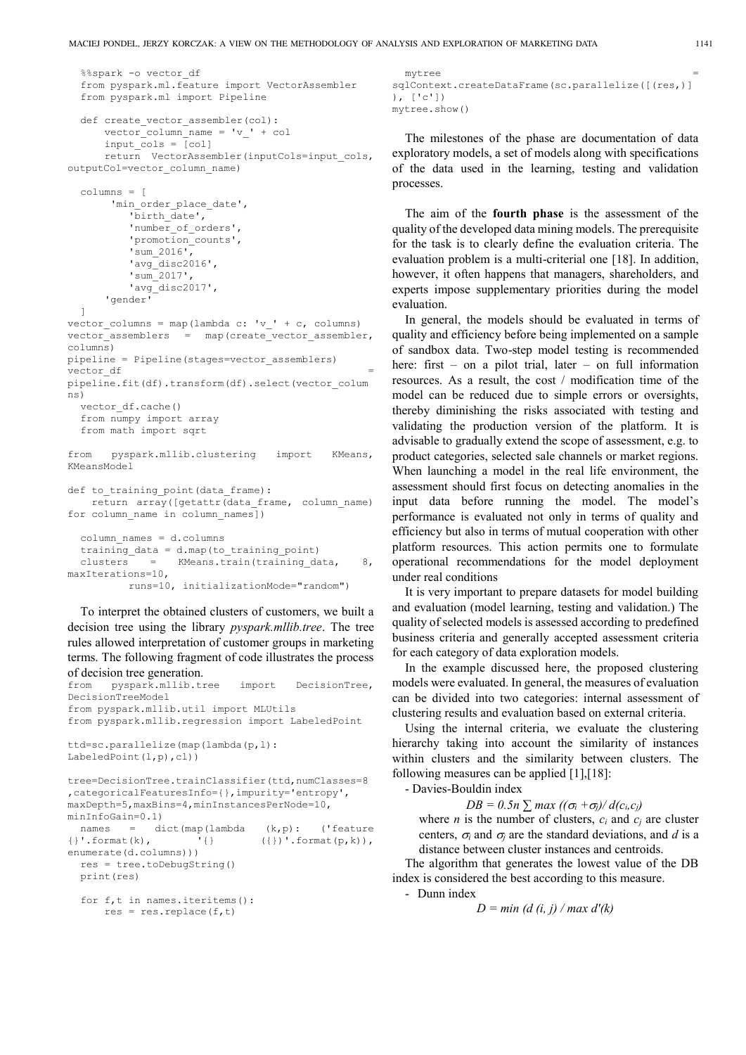```
%%spark -o vector_df
from pyspark.ml.feature import VectorAssembler
from pyspark.ml import Pipeline

def create_vector_assembler(col):
    vector_column_name = 'v_' + col
    input_cols = [col]
    return  VectorAssembler(inputCols=input_cols, outputCol=vector_column_name)

columns = [
     'min_order_place_date',
        'birth_date',
        'number_of_orders',
        'promotion_counts',
        'sum_2016',
        'avg_disc2016',
        'sum_2017',
        'avg_disc2017',
     'gender'
]
vector_columns = map(lambda c: 'v_' + c, columns)
vector_assemblers  =  map(create_vector_assembler, columns)
pipeline = Pipeline(stages=vector_assemblers)
vector_df = pipeline.fit(df).transform(df).select(vector_columns)
  vector_df.cache()
  from numpy import array
  from math import sqrt

from   pyspark.mllib.clustering   import   KMeans, KMeansModel

def to_training_point(data_frame):
   return  array([getattr(data_frame,  column_name) for column_name in column_names])

  column_names = d.columns
  training_data = d.map(to_training_point)
  clusters   =   KMeans.train(training_data,   8, maxIterations=10,
          runs=10, initializationMode="random")
```

To interpret the obtained clusters of customers, we built a decision tree using the library *pyspark.mllib.tree*. The tree rules allowed interpretation of customer groups in marketing terms. The following fragment of code illustrates the process of decision tree generation.

```
from   pyspark.mllib.tree   import   DecisionTree, DecisionTreeModel
from pyspark.mllib.util import MLUtils
from pyspark.mllib.regression import LabeledPoint

ttd=sc.parallelize(map(lambda(p,l): LabeledPoint(l,p),cl))

tree=DecisionTree.trainClassifier(ttd,numClasses=8,categoricalFeaturesInfo={},impurity='entropy', maxDepth=5,maxBins=4,minInstancesPerNode=10, minInfoGain=0.1)
  names   =   dict(map(lambda   (k,p):   ('feature {}'.format(k),      '{}      ({})'.format(p,k)), enumerate(d.columns)))
  res = tree.toDebugString()
  print(res)

  for f,t in names.iteritems():
      res = res.replace(f,t)

  mytree = sqlContext.createDataFrame(sc.parallelize([(res,)]), ['c'])
mytree.show()
```

The milestones of the phase are documentation of data exploratory models, a set of models along with specifications of the data used in the learning, testing and validation processes.

The aim of the **fourth phase** is the assessment of the quality of the developed data mining models. The prerequisite for the task is to clearly define the evaluation criteria. The evaluation problem is a multi-criterial one [18]. In addition, however, it often happens that managers, shareholders, and experts impose supplementary priorities during the model evaluation.

In general, the models should be evaluated in terms of quality and efficiency before being implemented on a sample of sandbox data. Two-step model testing is recommended here: first – on a pilot trial, later – on full information resources. As a result, the cost / modification time of the model can be reduced due to simple errors or oversights, thereby diminishing the risks associated with testing and validating the production version of the platform. It is advisable to gradually extend the scope of assessment, e.g. to product categories, selected sale channels or market regions. When launching a model in the real life environment, the assessment should first focus on detecting anomalies in the input data before running the model. The model's performance is evaluated not only in terms of quality and efficiency but also in terms of mutual cooperation with other platform resources. This action permits one to formulate operational recommendations for the model deployment under real conditions

It is very important to prepare datasets for model building and evaluation (model learning, testing and validation.) The quality of selected models is assessed according to predefined business criteria and generally accepted assessment criteria for each category of data exploration models.

In the example discussed here, the proposed clustering models were evaluated. In general, the measures of evaluation can be divided into two categories: internal assessment of clustering results and evaluation based on external criteria.

Using the internal criteria, we evaluate the clustering hierarchy taking into account the similarity of instances within clusters and the similarity between clusters. The following measures can be applied [1],[18]:

- Davies-Bouldin index

$$DB = 0.5n \sum \max ((\sigma_i + \sigma_j)/ d(c_i,c_j)$$

where $n$ is the number of clusters, $c_i$ and $c_j$ are cluster centers, $\sigma_i$ and $\sigma_j$ are the standard deviations, and $d$ is a distance between cluster instances and centroids.

The algorithm that generates the lowest value of the DB index is considered the best according to this measure.

- Dunn index

$$D = \min (d (i, j) / \max d'(k)$$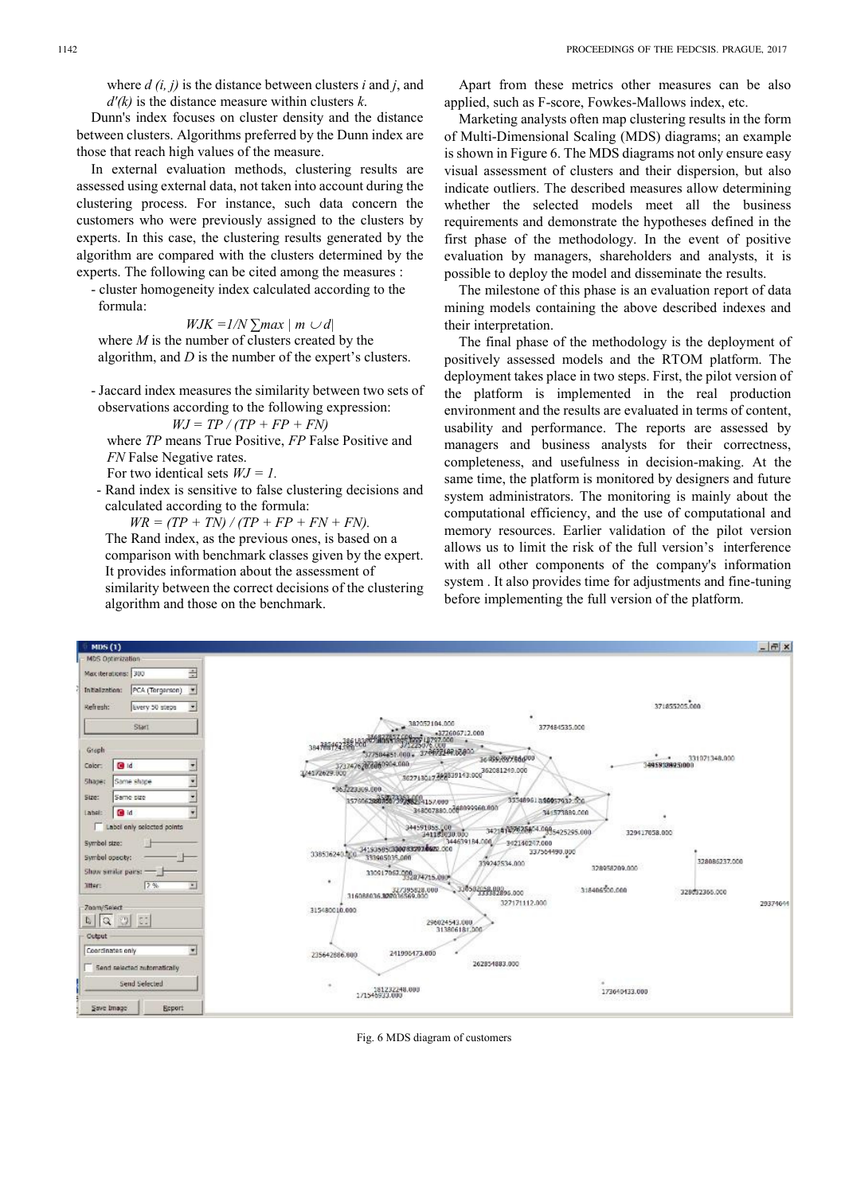where $d(i, j)$ is the distance between clusters *i* and *j*, and $d'(k)$ is the distance measure within clusters *k*.

Dunn's index focuses on cluster density and the distance between clusters. Algorithms preferred by the Dunn index are those that reach high values of the measure.

In external evaluation methods, clustering results are assessed using external data, not taken into account during the clustering process. For instance, such data concern the customers who were previously assigned to the clusters by experts. In this case, the clustering results generated by the algorithm are compared with the clusters determined by the experts. The following can be cited among the measures :

- cluster homogeneity index calculated according to the formula:

$$WJK = 1/N \sum max \mid m \cup d \mid$$

where *M* is the number of clusters created by the algorithm, and *D* is the number of the expert's clusters.

- Jaccard index measures the similarity between two sets of observations according to the following expression:

$$WJ = TP / (TP + FP + FN)$$

where *TP* means True Positive, *FP* False Positive and *FN* False Negative rates.

For two identical sets $WJ = 1$.

- Rand index is sensitive to false clustering decisions and calculated according to the formula:

$$WR = (TP + TN) / (TP + FP + FN + FN).$$

The Rand index, as the previous ones, is based on a comparison with benchmark clusses given by the expert. It provides information about the assessment of similarity between the correct decisions of the clustering algorithm and those on the benchmark.

Apart from these metrics other measures can be also applied, such as F-score, Fowkes-Mallows index, etc.

Marketing analysts often map clustering results in the form of Multi-Dimensional Scaling (MDS) diagrams; an example is shown in Figure 6. The MDS diagrams not only ensure easy visual assessment of clusters and their dispersion, but also indicate outliers. The described measures allow determining whether the selected models meet all the business requirements and demonstrate the hypotheses defined in the first phase of the methodology. In the event of positive evaluation by managers, shareholders and analysts, it is possible to deploy the model and disseminate the results.

The milestone of this phase is an evaluation report of data mining models containing the above described indexes and their interpretation.

The final phase of the methodology is the deployment of positively assessed models and the RTOM platform. The deployment takes place in two steps. First, the pilot version of the platform is implemented in the real production environment and the results are evaluated in terms of content, usability and performance. The reports are assessed by managers and business analysts for their correctness, completeness, and usefulness in decision-making. At the same time, the platform is monitored by designers and future system administrators. The monitoring is mainly about the computational efficiency, and the use of computational and memory resources. Earlier validation of the pilot version allows us to limit the risk of the full version's interference with all other components of the company's information system . It also provides time for adjustments and fine-tuning before implementing the full version of the platform.

Fig. 6 MDS diagram of customers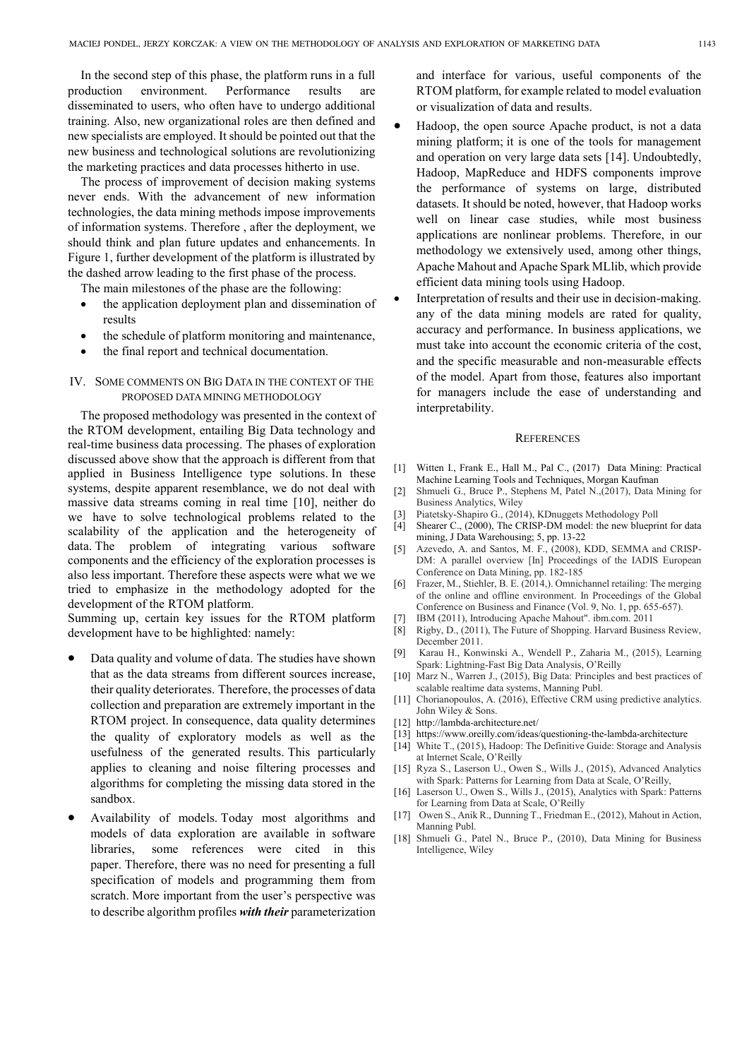In the second step of this phase, the platform runs in a full production environment. Performance results are disseminated to users, who often have to undergo additional training. Also, new organizational roles are then defined and new specialists are employed. It should be pointed out that the new business and technological solutions are revolutionizing the marketing practices and data processes hitherto in use.

The process of improvement of decision making systems never ends. With the advancement of new information technologies, the data mining methods impose improvements of information systems. Therefore , after the deployment, we should think and plan future updates and enhancements. In Figure 1, further development of the platform is illustrated by the dashed arrow leading to the first phase of the process.

The main milestones of the phase are the following:

- the application deployment plan and dissemination of results
- the schedule of platform monitoring and maintenance,
- the final report and technical documentation.

## IV. Some comments on Big Data in the context of the proposed data mining methodology

The proposed methodology was presented in the context of the RTOM development, entailing Big Data technology and real-time business data processing. The phases of exploration discussed above show that the approach is different from that applied in Business Intelligence type solutions. In these systems, despite apparent resemblance, we do not deal with massive data streams coming in real time [10], neither do we have to solve technological problems related to the scalability of the application and the heterogeneity of data. The problem of integrating various software components and the efficiency of the exploration processes is also less important. Therefore these aspects were what we we tried to emphasize in the methodology adopted for the development of the RTOM platform.

Summing up, certain key issues for the RTOM platform development have to be highlighted: namely:

- Data quality and volume of data. The studies have shown that as the data streams from different sources increase, their quality deteriorates. Therefore, the processes of data collection and preparation are extremely important in the RTOM project. In consequence, data quality determines the quality of exploratory models as well as the usefulness of the generated results. This particularly applies to cleaning and noise filtering processes and algorithms for completing the missing data stored in the sandbox.
- Availability of models. Today most algorithms and models of data exploration are available in software libraries, some references were cited in this paper. Therefore, there was no need for presenting a full specification of models and programming them from scratch. More important from the user's perspective was to describe algorithm profiles ***with their*** parameterization and interface for various, useful components of the RTOM platform, for example related to model evaluation or visualization of data and results.
- Hadoop, the open source Apache product, is not a data mining platform; it is one of the tools for management and operation on very large data sets [14]. Undoubtedly, Hadoop, MapReduce and HDFS components improve the performance of systems on large, distributed datasets. It should be noted, however, that Hadoop works well on linear case studies, while most business applications are nonlinear problems. Therefore, in our methodology we extensively used, among other things, Apache Mahout and Apache Spark MLlib, which provide efficient data mining tools using Hadoop.
- Interpretation of results and their use in decision-making. any of the data mining models are rated for quality, accuracy and performance. In business applications, we must take into account the economic criteria of the cost, and the specific measurable and non-measurable effects of the model. Apart from those, features also important for managers include the ease of understanding and interpretability.

## References

[1] Witten I., Frank E., Hall M., Pal C., (2017) Data Mining: Practical Machine Learning Tools and Techniques, Morgan Kaufman

[2] Shmueli G., Bruce P., Stephens M, Patel N.,(2017), Data Mining for Business Analytics, Wiley

[3] Piatetsky-Shapiro G., (2014), KDnuggets Methodology Poll

[4] Shearer C., (2000), The CRISP-DM model: the new blueprint for data mining, J Data Warehousing; 5, pp. 13-22

[5] Azevedo, A. and Santos, M. F., (2008), KDD, SEMMA and CRISP-DM: A parallel overview [In] Proceedings of the IADIS European Conference on Data Mining, pp. 182-185

[6] Frazer, M., Stiehler, B. E. (2014,). Omnichannel retailing: The merging of the online and offline environment. In Proceedings of the Global Conference on Business and Finance (Vol. 9, No. 1, pp. 655-657).

[7] IBM (2011), Introducing Apache Mahout". ibm.com. 2011

[8] Rigby, D., (2011), The Future of Shopping. Harvard Business Review, December 2011.

[9] Karau H., Konwinski A., Wendell P., Zaharia M., (2015), Learning Spark: Lightning-Fast Big Data Analysis, O'Reilly

[10] Marz N., Warren J., (2015), Big Data: Principles and best practices of scalable realtime data systems, Manning Publ.

[11] Chorianopoulos, A. (2016), Effective CRM using predictive analytics. John Wiley & Sons.

[12] http://lambda-architecture.net/

[13] https://www.oreilly.com/ideas/questioning-the-lambda-architecture

[14] White T., (2015), Hadoop: The Definitive Guide: Storage and Analysis at Internet Scale, O'Reilly

[15] Ryza S., Laserson U., Owen S., Wills J., (2015), Advanced Analytics with Spark: Patterns for Learning from Data at Scale, O'Reilly,

[16] Laserson U., Owen S., Wills J., (2015), Analytics with Spark: Patterns for Learning from Data at Scale, O'Reilly

[17] Owen S., Anik R., Dunning T., Friedman E., (2012), Mahout in Action, Manning Publ.

[18] Shmueli G., Patel N., Bruce P., (2010), Data Mining for Business Intelligence, Wiley